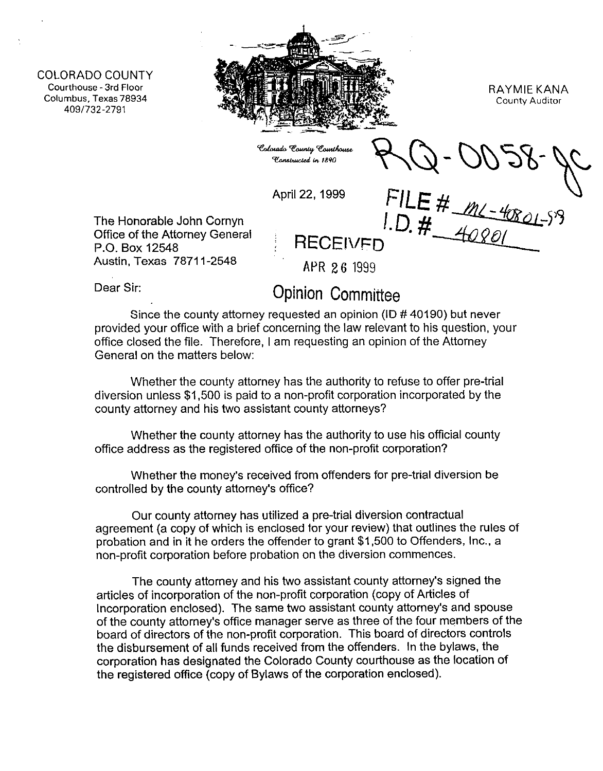COLORADO COUNTY
Courthouse - 3rd Floor
Columbus, Texas 78934
409/732-2791

*Colorado County Courthouse*
*Constructed in 1890*

RAYMIE KANA
County Auditor

RQ-0058-JC

FILE # ML-40801-99
I.D. # 40801

April 22, 1999

RECEIVED
APR 26 1999
Opinion Committee

The Honorable John Cornyn
Office of the Attorney General
P.O. Box 12548
Austin, Texas 78711-2548

Dear Sir:

Since the county attorney requested an opinion (ID # 40190) but never provided your office with a brief concerning the law relevant to his question, your office closed the file. Therefore, I am requesting an opinion of the Attorney General on the matters below:

Whether the county attorney has the authority to refuse to offer pre-trial diversion unless $1,500 is paid to a non-profit corporation incorporated by the county attorney and his two assistant county attorneys?

Whether the county attorney has the authority to use his official county office address as the registered office of the non-profit corporation?

Whether the money's received from offenders for pre-trial diversion be controlled by the county attorney's office?

Our county attorney has utilized a pre-trial diversion contractual agreement (a copy of which is enclosed for your review) that outlines the rules of probation and in it he orders the offender to grant $1,500 to Offenders, Inc., a non-profit corporation before probation on the diversion commences.

The county attorney and his two assistant county attorney's signed the articles of incorporation of the non-profit corporation (copy of Articles of Incorporation enclosed). The same two assistant county attorney's and spouse of the county attorney's office manager serve as three of the four members of the board of directors of the non-profit corporation. This board of directors controls the disbursement of all funds received from the offenders. In the bylaws, the corporation has designated the Colorado County courthouse as the location of the registered office (copy of Bylaws of the corporation enclosed).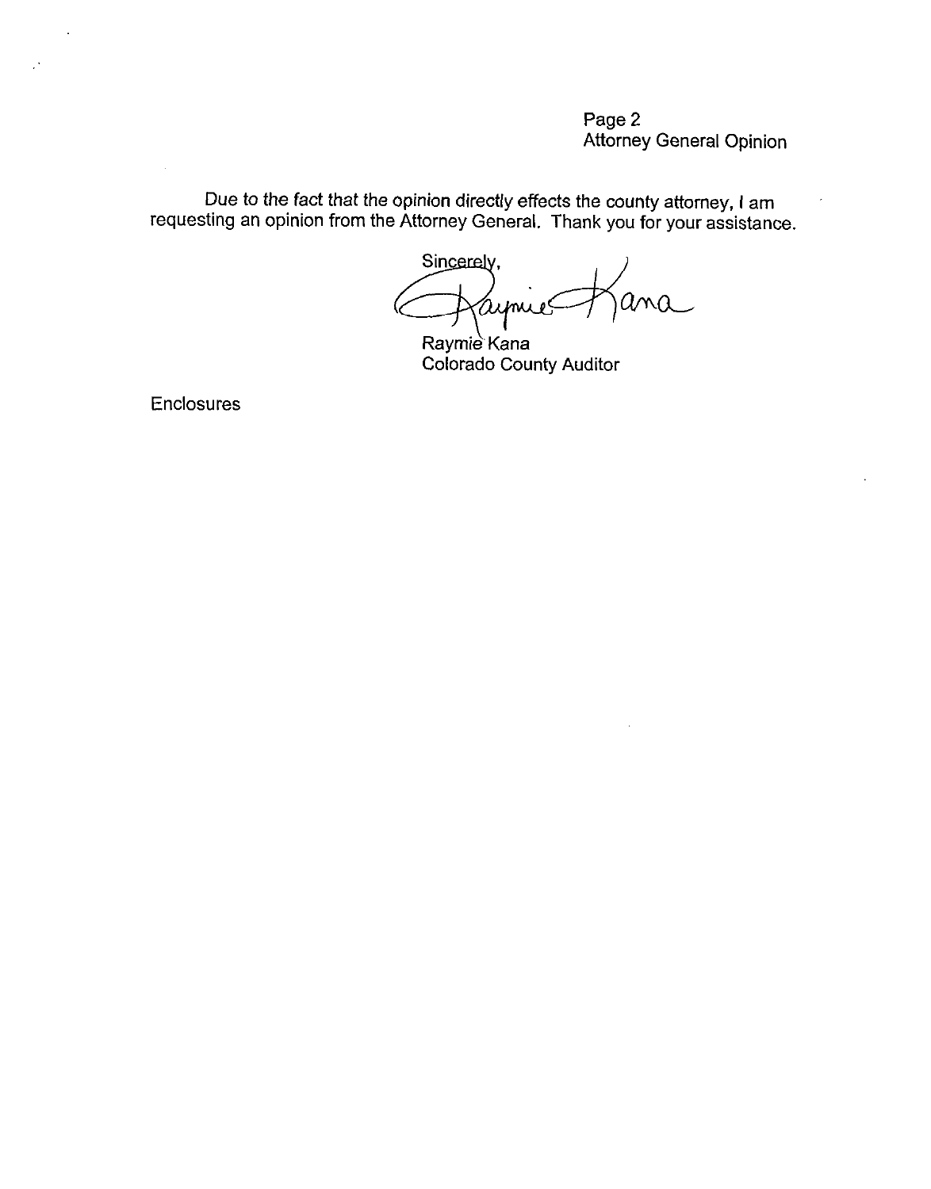Due to the fact that the opinion directly effects the county attorney, I am requesting an opinion from the Attorney General. Thank you for your assistance.

Sincerely,

Raymie Kana
Colorado County Auditor

Enclosures